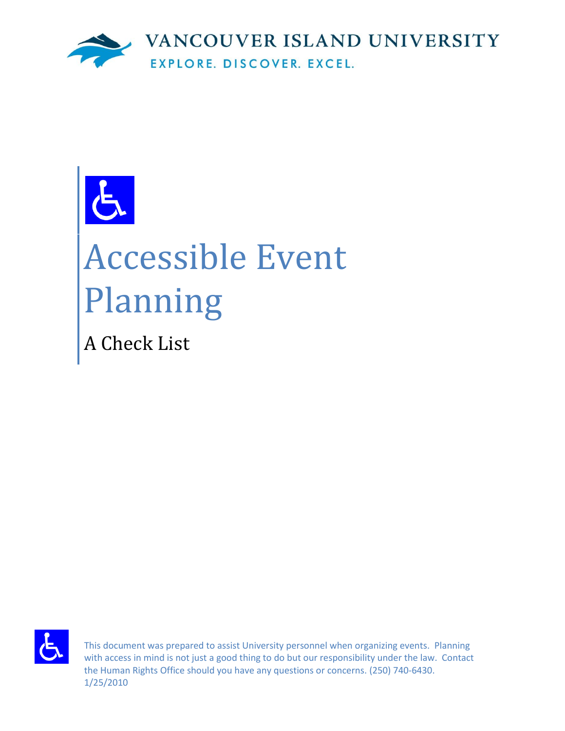VANCOUVER ISLAND UNIVERSITY

EXPLORE. DISCOVER. EXCEL.

# Accessible Event Planning

## A Check List

This document was prepared to assist University personnel when organizing events. Planning with access in mind is not just a good thing to do but our responsibility under the law. Contact the Human Rights Office should you have any questions or concerns. (250) 740-6430.
1/25/2010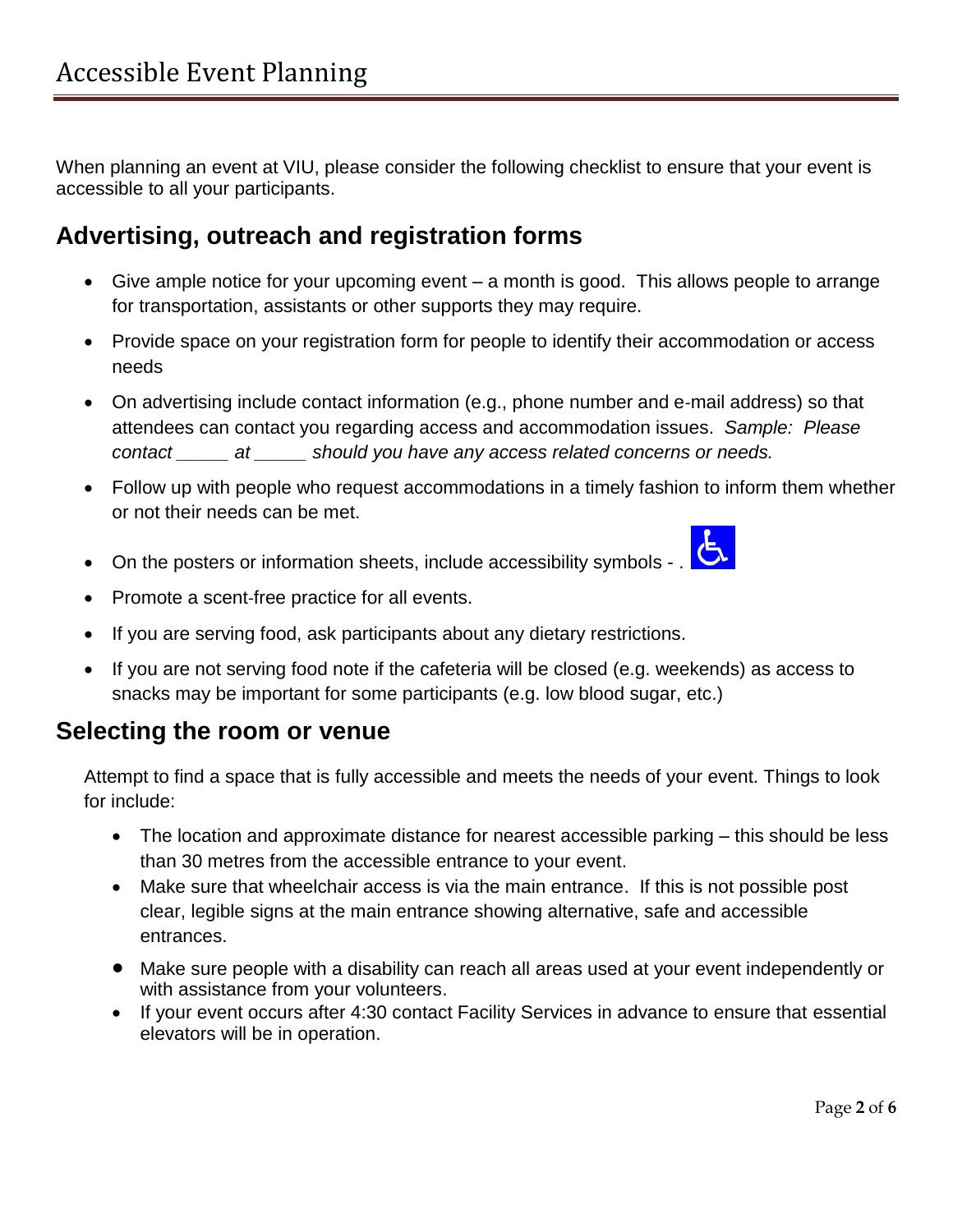# Accessible Event Planning

When planning an event at VIU, please consider the following checklist to ensure that your event is accessible to all your participants.

## Advertising, outreach and registration forms

- Give ample notice for your upcoming event – a month is good. This allows people to arrange for transportation, assistants or other supports they may require.
- Provide space on your registration form for people to identify their accommodation or access needs
- On advertising include contact information (e.g., phone number and e-mail address) so that attendees can contact you regarding access and accommodation issues. *Sample: Please contact _____ at _____ should you have any access related concerns or needs.*
- Follow up with people who request accommodations in a timely fashion to inform them whether or not their needs can be met.
- On the posters or information sheets, include accessibility symbols - .
- Promote a scent-free practice for all events.
- If you are serving food, ask participants about any dietary restrictions.
- If you are not serving food note if the cafeteria will be closed (e.g. weekends) as access to snacks may be important for some participants (e.g. low blood sugar, etc.)

## Selecting the room or venue

Attempt to find a space that is fully accessible and meets the needs of your event. Things to look for include:

- The location and approximate distance for nearest accessible parking – this should be less than 30 metres from the accessible entrance to your event.
- Make sure that wheelchair access is via the main entrance. If this is not possible post clear, legible signs at the main entrance showing alternative, safe and accessible entrances.
- Make sure people with a disability can reach all areas used at your event independently or with assistance from your volunteers.
- If your event occurs after 4:30 contact Facility Services in advance to ensure that essential elevators will be in operation.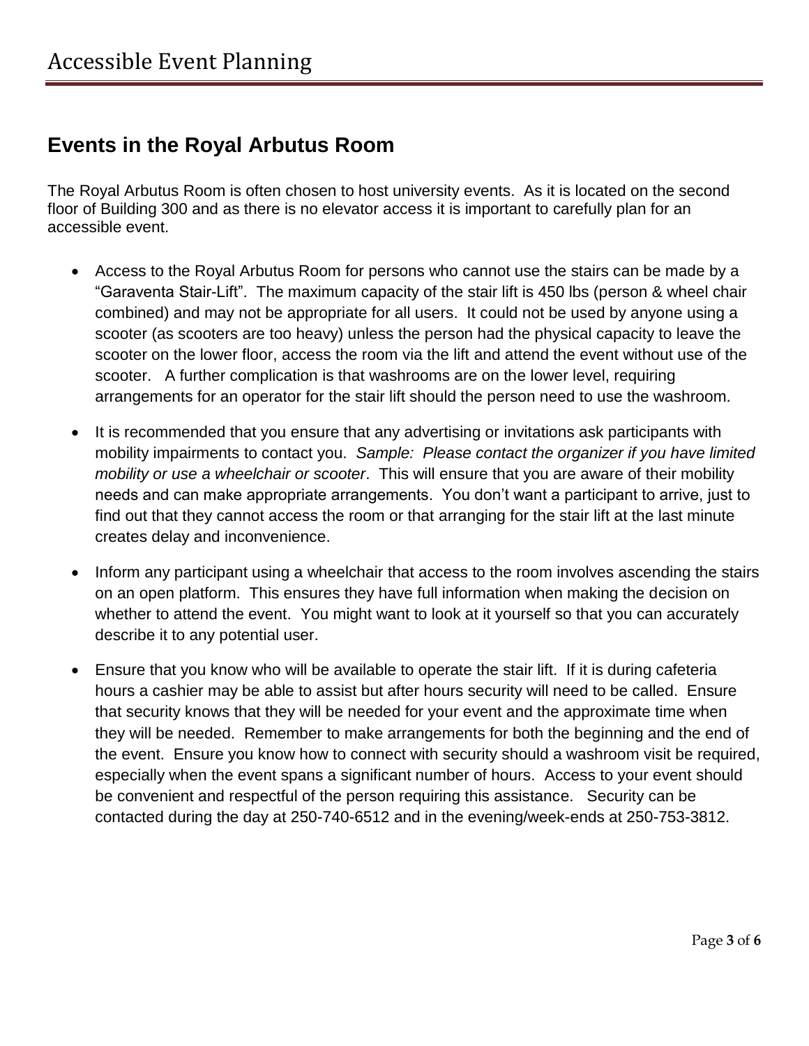## Events in the Royal Arbutus Room

The Royal Arbutus Room is often chosen to host university events. As it is located on the second floor of Building 300 and as there is no elevator access it is important to carefully plan for an accessible event.

- Access to the Royal Arbutus Room for persons who cannot use the stairs can be made by a "Garaventa Stair-Lift". The maximum capacity of the stair lift is 450 lbs (person & wheel chair combined) and may not be appropriate for all users. It could not be used by anyone using a scooter (as scooters are too heavy) unless the person had the physical capacity to leave the scooter on the lower floor, access the room via the lift and attend the event without use of the scooter. A further complication is that washrooms are on the lower level, requiring arrangements for an operator for the stair lift should the person need to use the washroom.

- It is recommended that you ensure that any advertising or invitations ask participants with mobility impairments to contact you. *Sample: Please contact the organizer if you have limited mobility or use a wheelchair or scooter*. This will ensure that you are aware of their mobility needs and can make appropriate arrangements. You don't want a participant to arrive, just to find out that they cannot access the room or that arranging for the stair lift at the last minute creates delay and inconvenience.

- Inform any participant using a wheelchair that access to the room involves ascending the stairs on an open platform. This ensures they have full information when making the decision on whether to attend the event. You might want to look at it yourself so that you can accurately describe it to any potential user.

- Ensure that you know who will be available to operate the stair lift. If it is during cafeteria hours a cashier may be able to assist but after hours security will need to be called. Ensure that security knows that they will be needed for your event and the approximate time when they will be needed. Remember to make arrangements for both the beginning and the end of the event. Ensure you know how to connect with security should a washroom visit be required, especially when the event spans a significant number of hours. Access to your event should be convenient and respectful of the person requiring this assistance. Security can be contacted during the day at 250-740-6512 and in the evening/week-ends at 250-753-3812.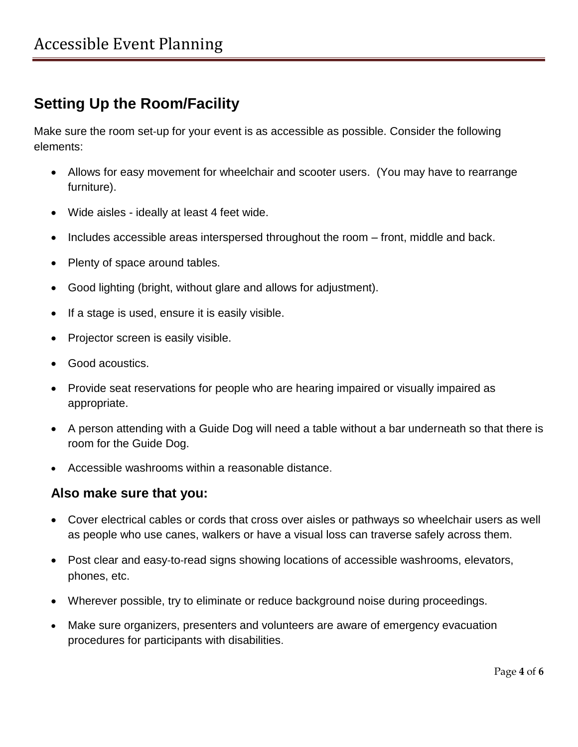## Setting Up the Room/Facility

Make sure the room set-up for your event is as accessible as possible. Consider the following elements:

- Allows for easy movement for wheelchair and scooter users.  (You may have to rearrange furniture).
- Wide aisles - ideally at least 4 feet wide.
- Includes accessible areas interspersed throughout the room – front, middle and back.
- Plenty of space around tables.
- Good lighting (bright, without glare and allows for adjustment).
- If a stage is used, ensure it is easily visible.
- Projector screen is easily visible.
- Good acoustics.
- Provide seat reservations for people who are hearing impaired or visually impaired as appropriate.
- A person attending with a Guide Dog will need a table without a bar underneath so that there is room for the Guide Dog.
- Accessible washrooms within a reasonable distance.

### Also make sure that you:

- Cover electrical cables or cords that cross over aisles or pathways so wheelchair users as well as people who use canes, walkers or have a visual loss can traverse safely across them.
- Post clear and easy-to-read signs showing locations of accessible washrooms, elevators, phones, etc.
- Wherever possible, try to eliminate or reduce background noise during proceedings.
- Make sure organizers, presenters and volunteers are aware of emergency evacuation procedures for participants with disabilities.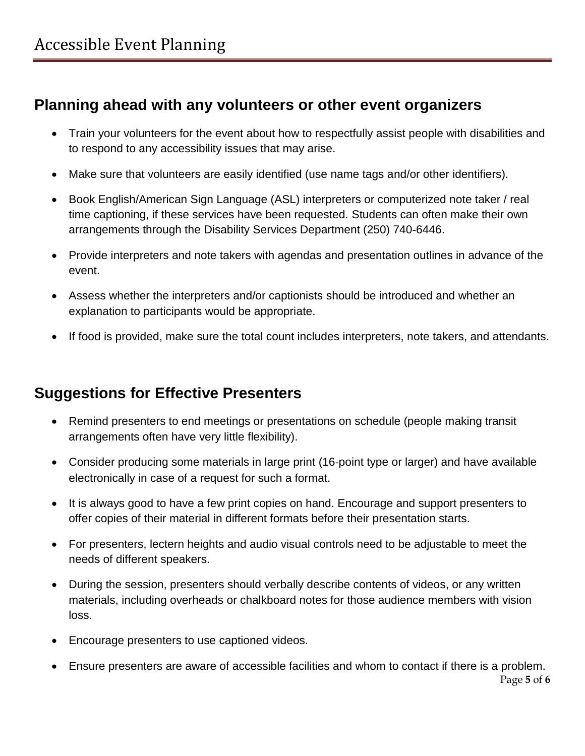## Planning ahead with any volunteers or other event organizers

- Train your volunteers for the event about how to respectfully assist people with disabilities and to respond to any accessibility issues that may arise.
- Make sure that volunteers are easily identified (use name tags and/or other identifiers).
- Book English/American Sign Language (ASL) interpreters or computerized note taker / real time captioning, if these services have been requested. Students can often make their own arrangements through the Disability Services Department (250) 740-6446.
- Provide interpreters and note takers with agendas and presentation outlines in advance of the event.
- Assess whether the interpreters and/or captionists should be introduced and whether an explanation to participants would be appropriate.
- If food is provided, make sure the total count includes interpreters, note takers, and attendants.

## Suggestions for Effective Presenters

- Remind presenters to end meetings or presentations on schedule (people making transit arrangements often have very little flexibility).
- Consider producing some materials in large print (16-point type or larger) and have available electronically in case of a request for such a format.
- It is always good to have a few print copies on hand. Encourage and support presenters to offer copies of their material in different formats before their presentation starts.
- For presenters, lectern heights and audio visual controls need to be adjustable to meet the needs of different speakers.
- During the session, presenters should verbally describe contents of videos, or any written materials, including overheads or chalkboard notes for those audience members with vision loss.
- Encourage presenters to use captioned videos.
- Ensure presenters are aware of accessible facilities and whom to contact if there is a problem.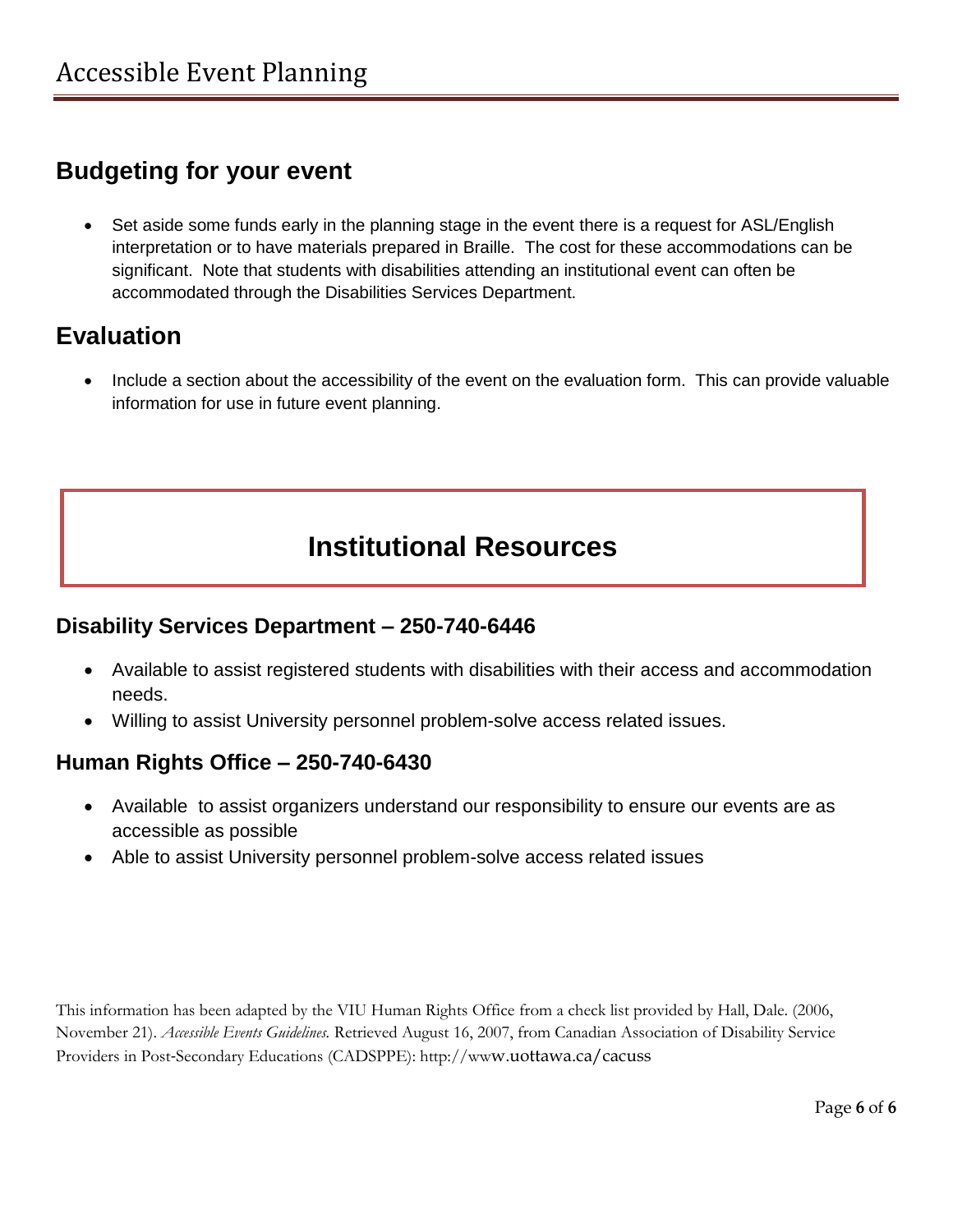## Budgeting for your event

- Set aside some funds early in the planning stage in the event there is a request for ASL/English interpretation or to have materials prepared in Braille. The cost for these accommodations can be significant. Note that students with disabilities attending an institutional event can often be accommodated through the Disabilities Services Department.

## Evaluation

- Include a section about the accessibility of the event on the evaluation form. This can provide valuable information for use in future event planning.

# Institutional Resources

### Disability Services Department – 250-740-6446

- Available to assist registered students with disabilities with their access and accommodation needs.
- Willing to assist University personnel problem-solve access related issues.

### Human Rights Office – 250-740-6430

- Available to assist organizers understand our responsibility to ensure our events are as accessible as possible
- Able to assist University personnel problem-solve access related issues

This information has been adapted by the VIU Human Rights Office from a check list provided by Hall, Dale. (2006, November 21). *Accessible Events Guidelines.* Retrieved August 16, 2007, from Canadian Association of Disability Service Providers in Post-Secondary Educations (CADSPPE): http://www.uottawa.ca/cacuss